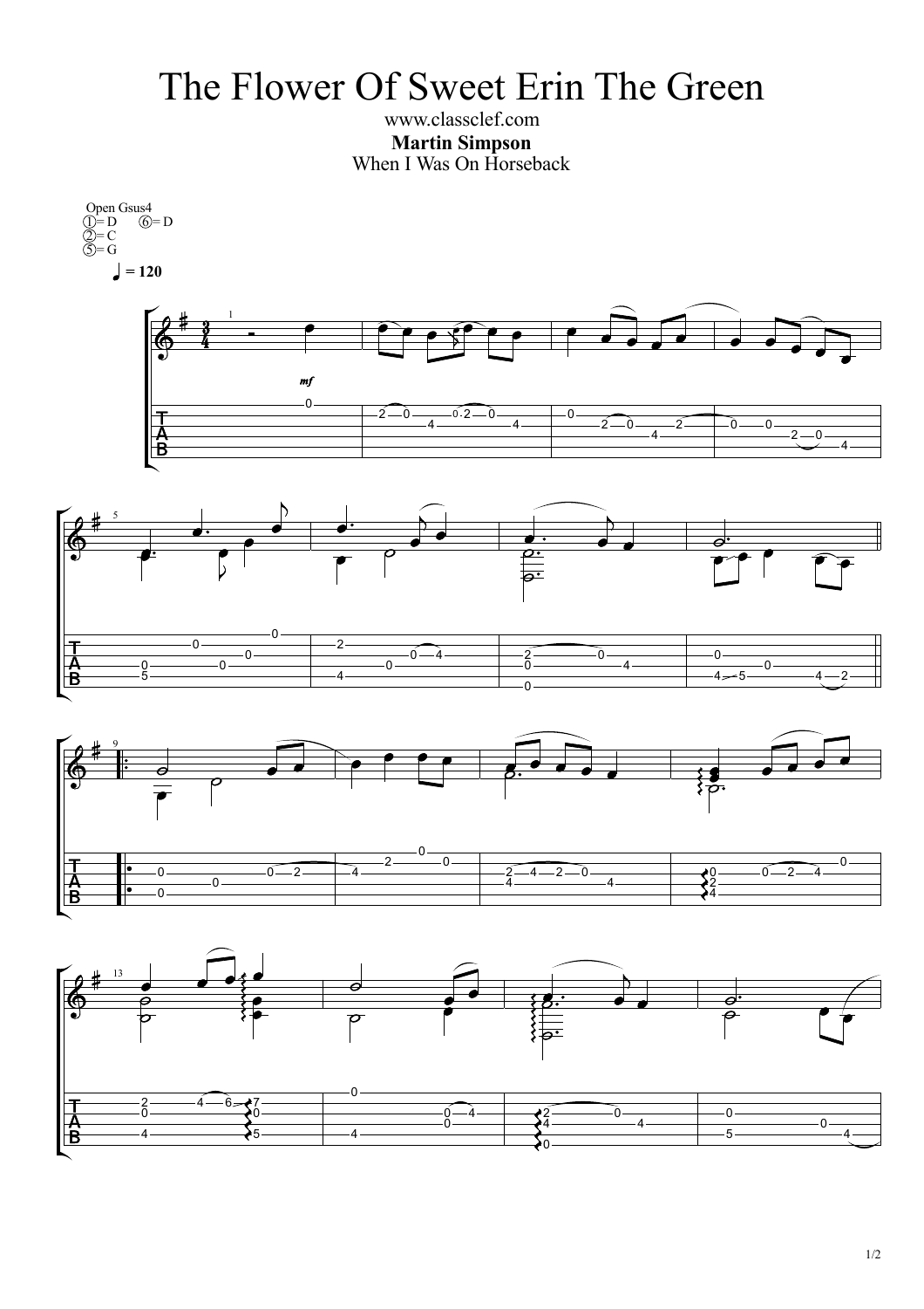# The Flower Of Sweet Erin The Green

www.classclef.com

**Martin Simpson**

When I Was On Horseback

Open Gsus4
①= D ⑥= D
②= C
⑤= G

♩ = 120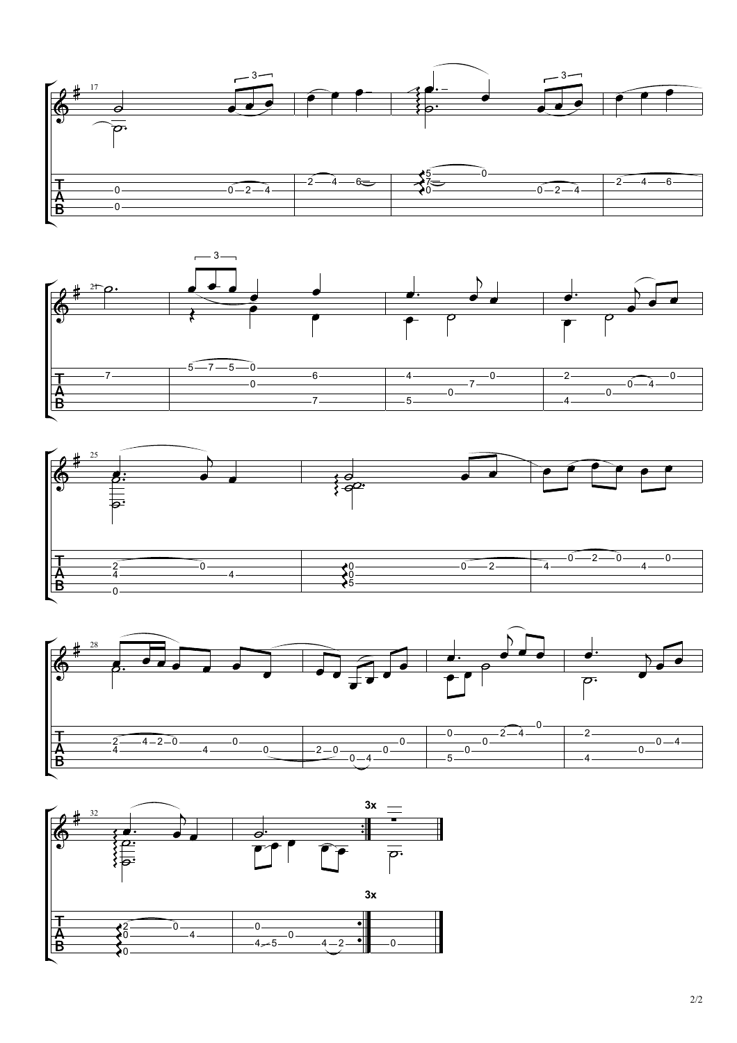17

3

3

T
A
B

21

3

25

28

32

3x

3x